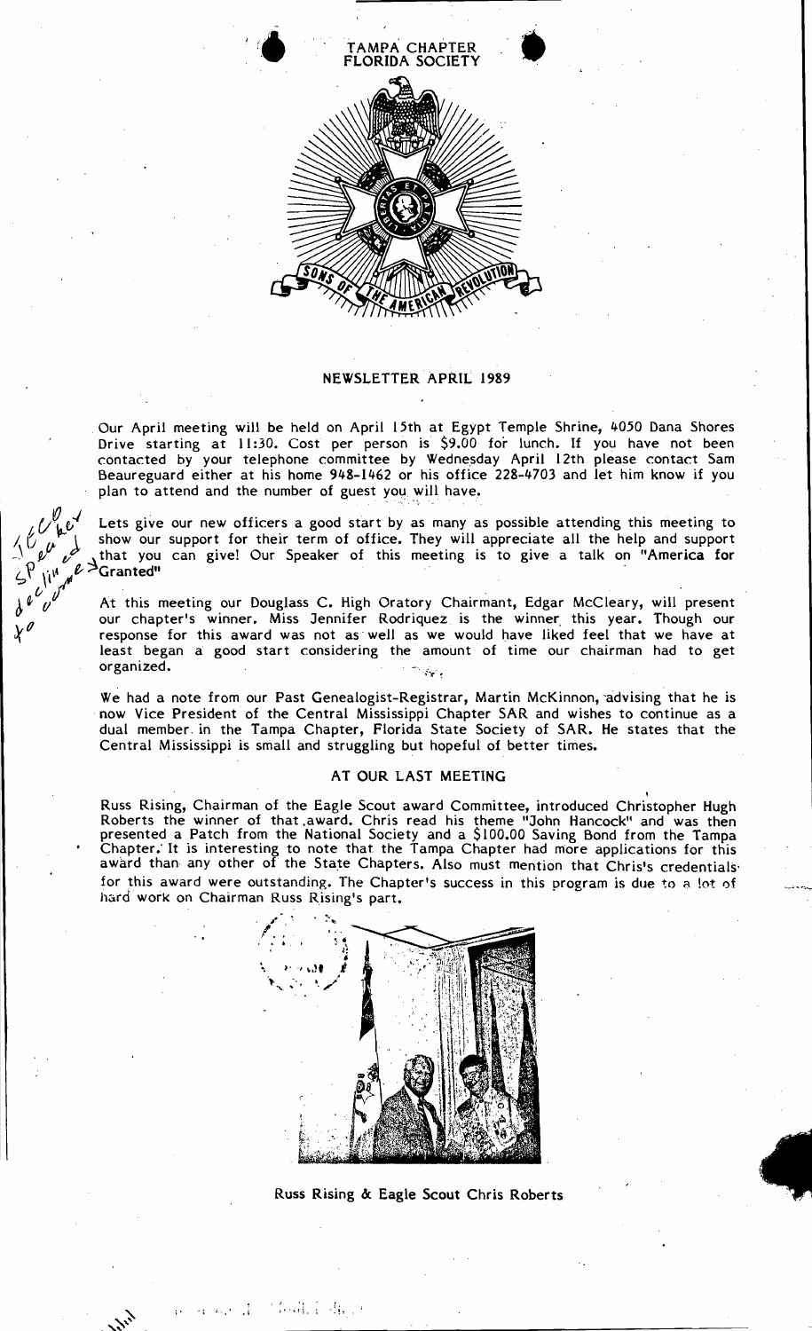TAMPA CHAPTER
FLORIDA SOCIETY

SONS OF THE AMERICAN REVOLUTION

## NEWSLETTER APRIL 1989

Our April meeting will be held on April 15th at Egypt Temple Shrine, 4050 Dana Shores Drive starting at 11:30. Cost per person is $9.00 for lunch. If you have not been contacted by your telephone committee by Wednesday April 12th please contact Sam Beaureguard either at his home 948-1462 or his office 228-4703 and let him know if you plan to attend and the number of guest you will have.

Lets give our new officers a good start by as many as possible attending this meeting to show our support for their term of office. They will appreciate all the help and support that you can give! Our Speaker of this meeting is to give a talk on **"America for Granted"**

At this meeting our Douglass C. High Oratory Chairmant, Edgar McCleary, will present our chapter's winner. Miss Jennifer Rodriquez is the winner this year. Though our response for this award was not as well as we would have liked feel that we have at least began a good start considering the amount of time our chairman had to get organized.

We had a note from our Past Genealogist-Registrar, Martin McKinnon, advising that he is now Vice President of the Central Mississippi Chapter SAR and wishes to continue as a dual member in the Tampa Chapter, Florida State Society of SAR. He states that the Central Mississippi is small and struggling but hopeful of better times.

### AT OUR LAST MEETING

Russ Rising, Chairman of the Eagle Scout award Committee, introduced Christopher Hugh Roberts the winner of that award. Chris read his theme "John Hancock" and was then presented a Patch from the National Society and a $100.00 Saving Bond from the Tampa Chapter. It is interesting to note that the Tampa Chapter had more applications for this award than any other of the State Chapters. Also must mention that Chris's credentials for this award were outstanding. The Chapter's success in this program is due to a lot of hard work on Chairman Russ Rising's part.

Russ Rising & Eagle Scout Chris Roberts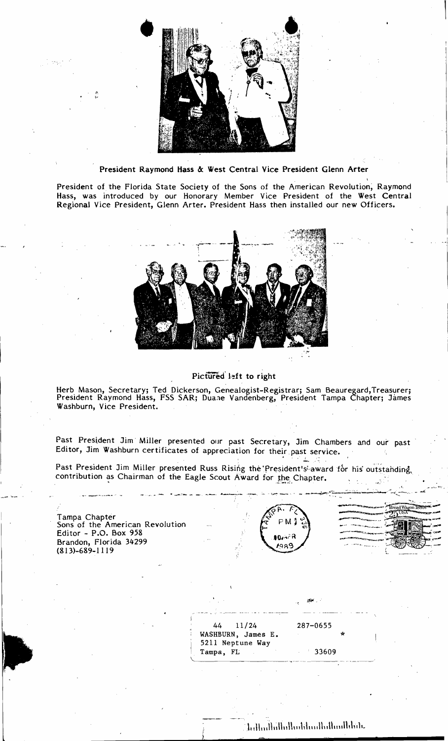**President Raymond Hass & West Central Vice President Glenn Arter**

President of the Florida State Society of the Sons of the American Revolution, Raymond Hass, was introduced by our Honorary Member Vice President of the West Central Regional Vice President, Glenn Arter. President Hass then installed our new Officers.

**Pictured left to right**

Herb Mason, Secretary; Ted Dickerson, Genealogist-Registrar; Sam Beauregard, Treasurer; President Raymond Hass, FSS SAR; Duane Vandenberg, President Tampa Chapter; James Washburn, Vice President.

Past President Jim Miller presented our past Secretary, Jim Chambers and our past Editor, Jim Washburn certificates of appreciation for their past service.

Past President Jim Miller presented Russ Rising the President's award for his outstanding contribution as Chairman of the Eagle Scout Award for the Chapter.

Tampa Chapter
Sons of the American Revolution
Editor - P.O. Box 958
Brandon, Florida 34299
(813)-689-1119

44 11/24 287-0655
WASHBURN, James E. *
5211 Neptune Way
Tampa, FL 33609